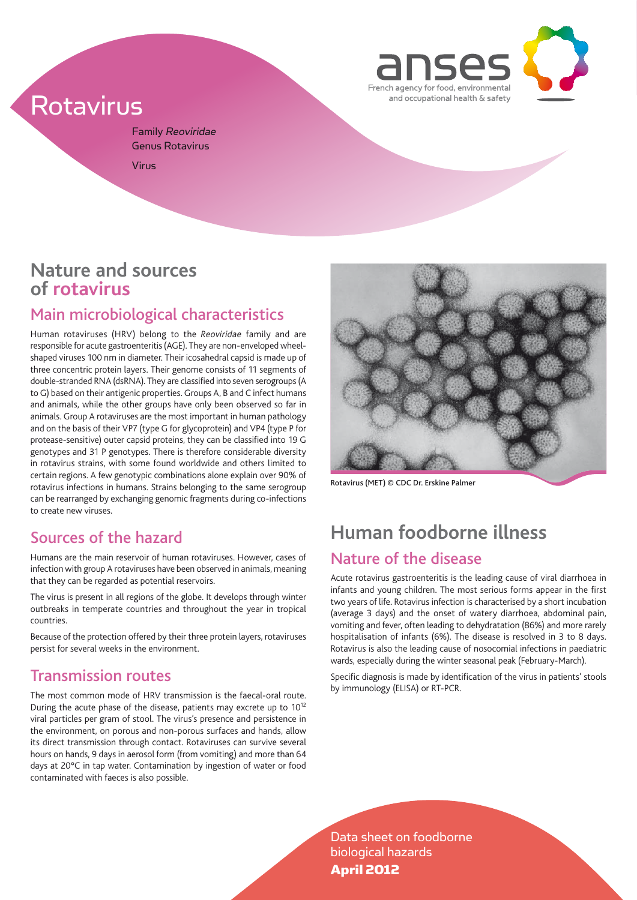# Rotavirus

Family *Reoviridae*
Genus Rotavirus

Virus

anses
French agency for food, environmental and occupational health & safety

## Nature and sources of rotavirus

### Main microbiological characteristics

Human rotaviruses (HRV) belong to the *Reoviridae* family and are responsible for acute gastroenteritis (AGE). They are non-enveloped wheel-shaped viruses 100 nm in diameter. Their icosahedral capsid is made up of three concentric protein layers. Their genome consists of 11 segments of double-stranded RNA (dsRNA). They are classified into seven serogroups (A to G) based on their antigenic properties. Groups A, B and C infect humans and animals, while the other groups have only been observed so far in animals. Group A rotaviruses are the most important in human pathology and on the basis of their VP7 (type G for glycoprotein) and VP4 (type P for protease-sensitive) outer capsid proteins, they can be classified into 19 G genotypes and 31 P genotypes. There is therefore considerable diversity in rotavirus strains, with some found worldwide and others limited to certain regions. A few genotypic combinations alone explain over 90% of rotavirus infections in humans. Strains belonging to the same serogroup can be rearranged by exchanging genomic fragments during co-infections to create new viruses.

### Sources of the hazard

Humans are the main reservoir of human rotaviruses. However, cases of infection with group A rotaviruses have been observed in animals, meaning that they can be regarded as potential reservoirs.

The virus is present in all regions of the globe. It develops through winter outbreaks in temperate countries and throughout the year in tropical countries.

Because of the protection offered by their three protein layers, rotaviruses persist for several weeks in the environment.

### Transmission routes

The most common mode of HRV transmission is the faecal-oral route. During the acute phase of the disease, patients may excrete up to $10^{12}$ viral particles per gram of stool. The virus's presence and persistence in the environment, on porous and non-porous surfaces and hands, allow its direct transmission through contact. Rotaviruses can survive several hours on hands, 9 days in aerosol form (from vomiting) and more than 64 days at 20°C in tap water. Contamination by ingestion of water or food contaminated with faeces is also possible.

Rotavirus (MET) © CDC Dr. Erskine Palmer

## Human foodborne illness

### Nature of the disease

Acute rotavirus gastroenteritis is the leading cause of viral diarrhoea in infants and young children. The most serious forms appear in the first two years of life. Rotavirus infection is characterised by a short incubation (average 3 days) and the onset of watery diarrhoea, abdominal pain, vomiting and fever, often leading to dehydratation (86%) and more rarely hospitalisation of infants (6%). The disease is resolved in 3 to 8 days. Rotavirus is also the leading cause of nosocomial infections in paediatric wards, especially during the winter seasonal peak (February-March).

Specific diagnosis is made by identification of the virus in patients' stools by immunology (ELISA) or RT-PCR.

Data sheet on foodborne biological hazards
**April 2012**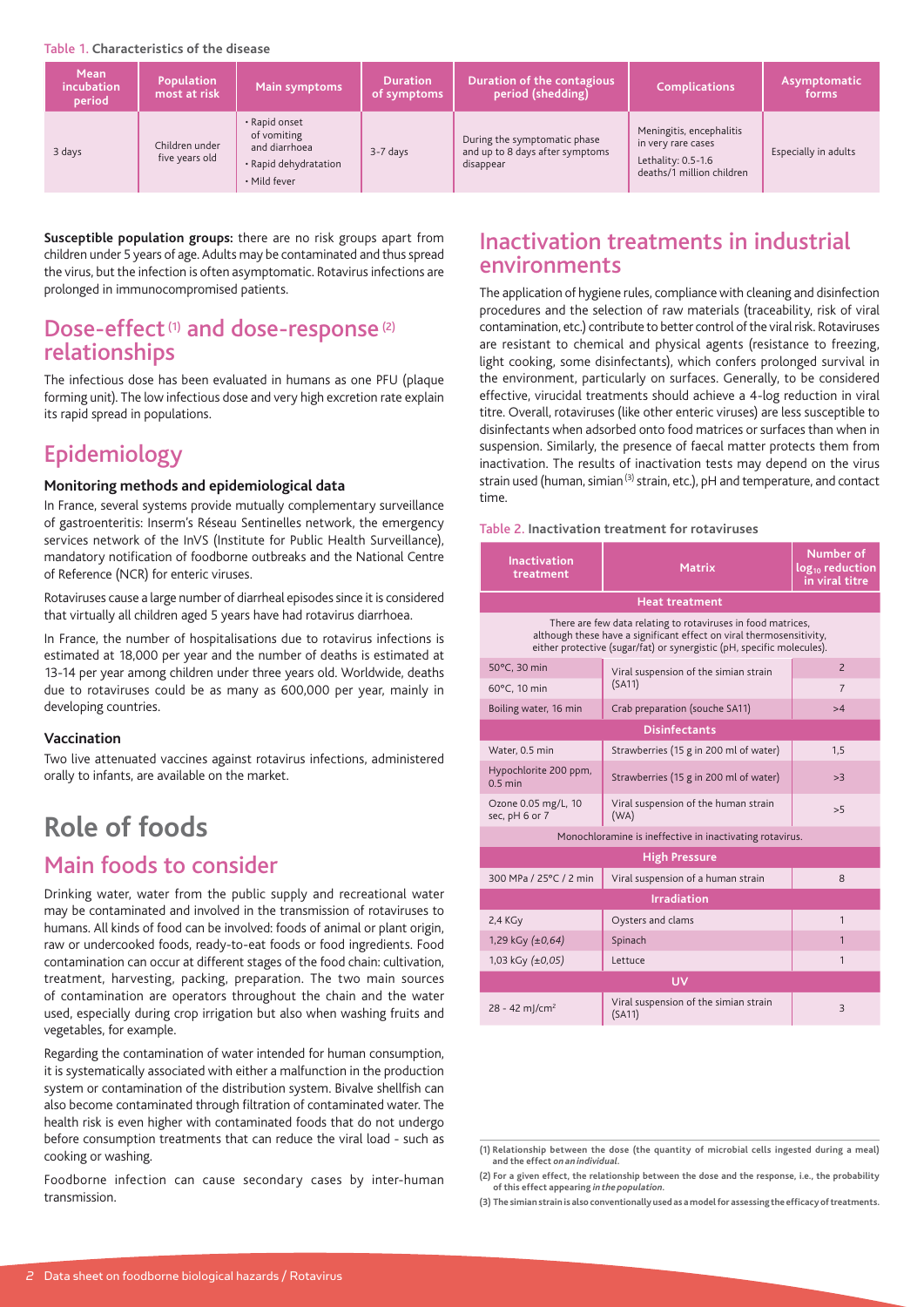Table 1. **Characteristics of the disease**

| Mean incubation period | Population most at risk | Main symptoms | Duration of symptoms | Duration of the contagious period (shedding) | Complications | Asymptomatic forms |
| --- | --- | --- | --- | --- | --- | --- |
| 3 days | Children under five years old | • Rapid onset of vomiting and diarrhoea<br>• Rapid dehydratation<br>• Mild fever | 3-7 days | During the symptomatic phase and up to 8 days after symptoms disappear | Meningitis, encephalitis in very rare cases<br>Lethality: 0.5-1.6 deaths/1 million children | Especially in adults |

**Susceptible population groups:** there are no risk groups apart from children under 5 years of age. Adults may be contaminated and thus spread the virus, but the infection is often asymptomatic. Rotavirus infections are prolonged in immunocompromised patients.

## Dose-effect [(1)] and dose-response [(2)] relationships

The infectious dose has been evaluated in humans as one PFU (plaque forming unit). The low infectious dose and very high excretion rate explain its rapid spread in populations.

## Epidemiology

### Monitoring methods and epidemiological data

In France, several systems provide mutually complementary surveillance of gastroenteritis: Inserm's Réseau Sentinelles network, the emergency services network of the InVS (Institute for Public Health Surveillance), mandatory notification of foodborne outbreaks and the National Centre of Reference (NCR) for enteric viruses.

Rotaviruses cause a large number of diarrheal episodes since it is considered that virtually all children aged 5 years have had rotavirus diarrhoea.

In France, the number of hospitalisations due to rotavirus infections is estimated at 18,000 per year and the number of deaths is estimated at 13-14 per year among children under three years old. Worldwide, deaths due to rotaviruses could be as many as 600,000 per year, mainly in developing countries.

### Vaccination

Two live attenuated vaccines against rotavirus infections, administered orally to infants, are available on the market.

# Role of foods

## Main foods to consider

Drinking water, water from the public supply and recreational water may be contaminated and involved in the transmission of rotaviruses to humans. All kinds of food can be involved: foods of animal or plant origin, raw or undercooked foods, ready-to-eat foods or food ingredients. Food contamination can occur at different stages of the food chain: cultivation, treatment, harvesting, packing, preparation. The two main sources of contamination are operators throughout the chain and the water used, especially during crop irrigation but also when washing fruits and vegetables, for example.

Regarding the contamination of water intended for human consumption, it is systematically associated with either a malfunction in the production system or contamination of the distribution system. Bivalve shellfish can also become contaminated through filtration of contaminated water. The health risk is even higher with contaminated foods that do not undergo before consumption treatments that can reduce the viral load - such as cooking or washing.

Foodborne infection can cause secondary cases by inter-human transmission.

## Inactivation treatments in industrial environments

The application of hygiene rules, compliance with cleaning and disinfection procedures and the selection of raw materials (traceability, risk of viral contamination, etc.) contribute to better control of the viral risk. Rotaviruses are resistant to chemical and physical agents (resistance to freezing, light cooking, some disinfectants), which confers prolonged survival in the environment, particularly on surfaces. Generally, to be considered effective, virucidal treatments should achieve a 4-log reduction in viral titre. Overall, rotaviruses (like other enteric viruses) are less susceptible to disinfectants when adsorbed onto food matrices or surfaces than when in suspension. Similarly, the presence of faecal matter protects them from inactivation. The results of inactivation tests may depend on the virus strain used (human, simian [(3)] strain, etc.), pH and temperature, and contact time.

Table 2. **Inactivation treatment for rotaviruses**

| Inactivation treatment | Matrix | Number of $log_{10}$ reduction in viral titre |
| --- | --- | --- |
| **Heat treatment** | | |
| There are few data relating to rotaviruses in food matrices, although these have a significant effect on viral thermosensitivity, either protective (sugar/fat) or synergistic (pH, specific molecules). | | |
| 50°C, 30 min | Viral suspension of the simian strain (SA11) | 2 |
| 60°C, 10 min | Viral suspension of the simian strain (SA11) | 7 |
| Boiling water, 16 min | Crab preparation (souche SA11) | >4 |
| **Disinfectants** | | |
| Water, 0.5 min | Strawberries (15 g in 200 ml of water) | 1,5 |
| Hypochlorite 200 ppm, 0.5 min | Strawberries (15 g in 200 ml of water) | >3 |
| Ozone 0.05 mg/L, 10 sec, pH 6 or 7 | Viral suspension of the human strain (WA) | >5 |
| Monochloramine is ineffective in inactivating rotaviruses. | | |
| **High Pressure** | | |
| 300 MPa / 25°C / 2 min | Viral suspension of a human strain | 8 |
| **Irradiation** | | |
| 2,4 KGy | Oysters and clams | 1 |
| 1,29 kGy *(±0,64)* | Spinach | 1 |
| 1,03 kGy *(±0,05)* | Lettuce | 1 |
| **UV** | | |
| 28 - 42 mJ/cm² | Viral suspension of the simian strain (SA11) | 3 |

**(1) Relationship between the dose (the quantity of microbial cells ingested during a meal) and the effect *on an individual*.**

**(2) For a given effect, the relationship between the dose and the response, i.e., the probability of this effect appearing *in the population*.**

**(3) The simian strain is also conventionally used as a model for assessing the efficacy of treatments.**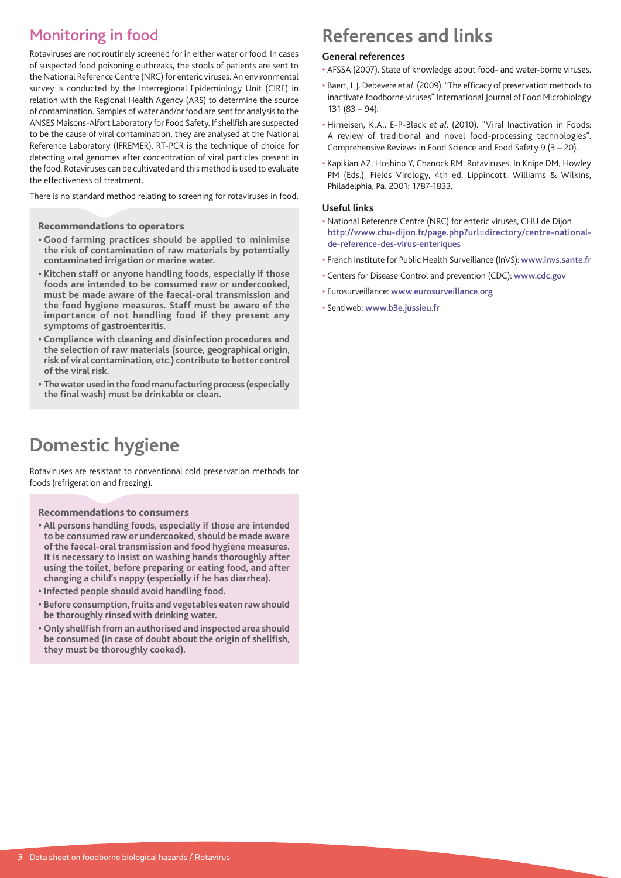## Monitoring in food

Rotaviruses are not routinely screened for in either water or food. In cases of suspected food poisoning outbreaks, the stools of patients are sent to the National Reference Centre (NRC) for enteric viruses. An environmental survey is conducted by the Interregional Epidemiology Unit (CIRE) in relation with the Regional Health Agency (ARS) to determine the source of contamination. Samples of water and/or food are sent for analysis to the ANSES Maisons-Alfort Laboratory for Food Safety. If shellfish are suspected to be the cause of viral contamination, they are analysed at the National Reference Laboratory (IFREMER). RT-PCR is the technique of choice for detecting viral genomes after concentration of viral particles present in the food. Rotaviruses can be cultivated and this method is used to evaluate the effectiveness of treatment.

There is no standard method relating to screening for rotaviruses in food.

### Recommendations to operators

- **Good farming practices should be applied to minimise the risk of contamination of raw materials by potentially contaminated irrigation or marine water.**
- **Kitchen staff or anyone handling foods, especially if those foods are intended to be consumed raw or undercooked, must be made aware of the faecal-oral transmission and the food hygiene measures. Staff must be aware of the importance of not handling food if they present any symptoms of gastroenteritis.**
- **Compliance with cleaning and disinfection procedures and the selection of raw materials (source, geographical origin, risk of viral contamination, etc.) contribute to better control of the viral risk.**
- **The water used in the food manufacturing process (especially the final wash) must be drinkable or clean.**

## Domestic hygiene

Rotaviruses are resistant to conventional cold preservation methods for foods (refrigeration and freezing).

### Recommendations to consumers

- **All persons handling foods, especially if those are intended to be consumed raw or undercooked, should be made aware of the faecal-oral transmission and food hygiene measures. It is necessary to insist on washing hands thoroughly after using the toilet, before preparing or eating food, and after changing a child's nappy (especially if he has diarrhea).**
- **Infected people should avoid handling food.**
- **Before consumption, fruits and vegetables eaten raw should be thoroughly rinsed with drinking water.**
- **Only shellfish from an authorised and inspected area should be consumed (in case of doubt about the origin of shellfish, they must be thoroughly cooked).**

## References and links

### General references

- AFSSA (2007). State of knowledge about food- and water-borne viruses.
- Baert, L J. Debevere *et al.* (2009). "The efficacy of preservation methods to inactivate foodborne viruses" International Journal of Food Microbiology 131 (83 – 94).
- Hirneisen, K.A., E-P-Black *et al.* (2010). "Viral Inactivation in Foods: A review of traditional and novel food-processing technologies". Comprehensive Reviews in Food Science and Food Safety 9 (3 – 20).
- Kapikian AZ, Hoshino Y, Chanock RM. Rotaviruses. In Knipe DM, Howley PM (Eds.), Fields Virology, 4th ed. Lippincott. Williams & Wilkins, Philadelphia, Pa. 2001: 1787-1833.

### Useful links

- National Reference Centre (NRC) for enteric viruses, CHU de Dijon http://www.chu-dijon.fr/page.php?url=directory/centre-national-de-reference-des-virus-enteriques
- French Institute for Public Health Surveillance (InVS): www.invs.sante.fr
- Centers for Disease Control and prevention (CDC): www.cdc.gov
- Eurosurveillance: www.eurosurveillance.org
- Sentiweb: www.b3e.jussieu.fr